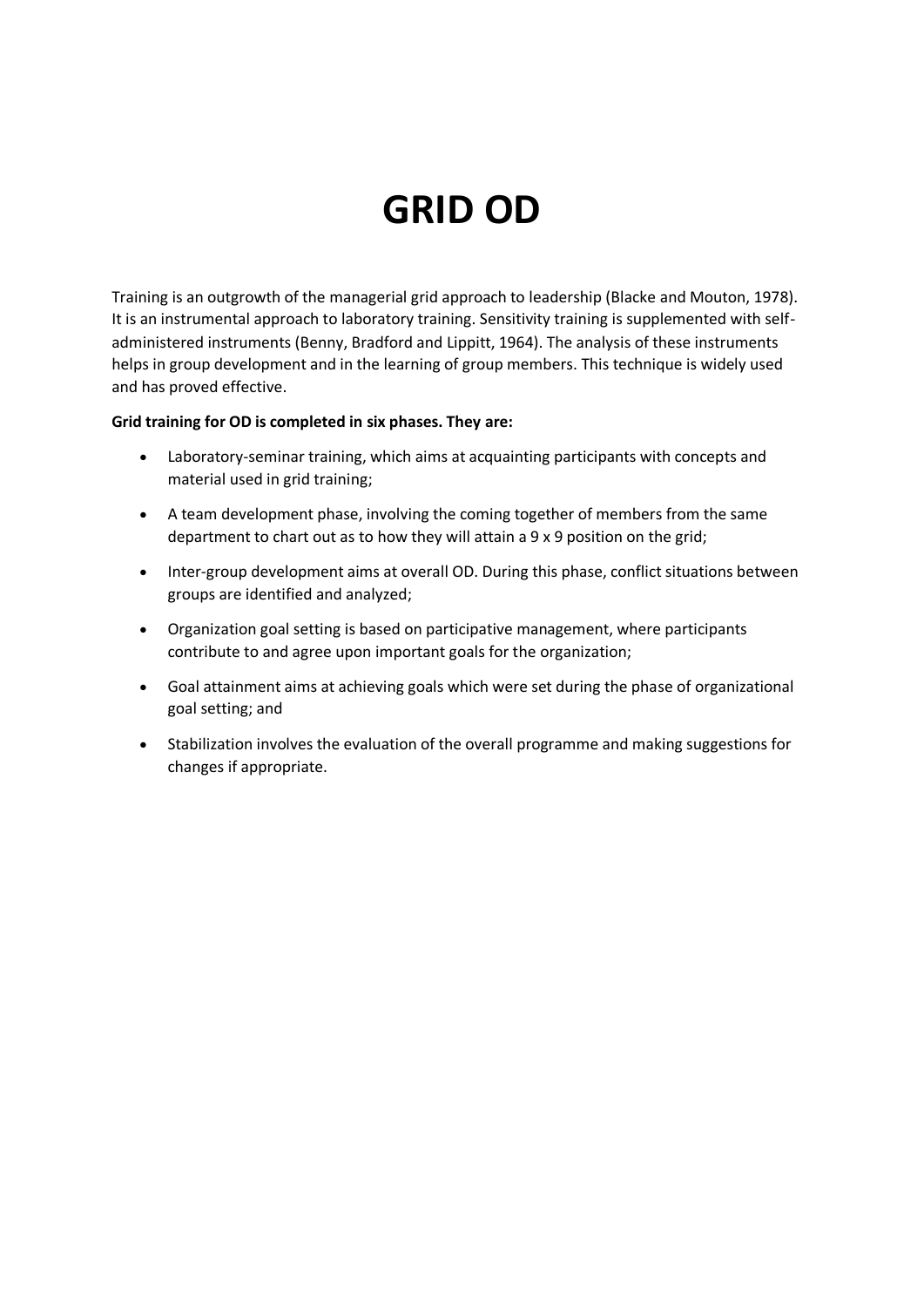# GRID OD

Training is an outgrowth of the managerial grid approach to leadership (Blacke and Mouton, 1978). It is an instrumental approach to laboratory training. Sensitivity training is supplemented with self-administered instruments (Benny, Bradford and Lippitt, 1964). The analysis of these instruments helps in group development and in the learning of group members. This technique is widely used and has proved effective.

**Grid training for OD is completed in six phases. They are:**

- Laboratory-seminar training, which aims at acquainting participants with concepts and material used in grid training;
- A team development phase, involving the coming together of members from the same department to chart out as to how they will attain a 9 x 9 position on the grid;
- Inter-group development aims at overall OD. During this phase, conflict situations between groups are identified and analyzed;
- Organization goal setting is based on participative management, where participants contribute to and agree upon important goals for the organization;
- Goal attainment aims at achieving goals which were set during the phase of organizational goal setting; and
- Stabilization involves the evaluation of the overall programme and making suggestions for changes if appropriate.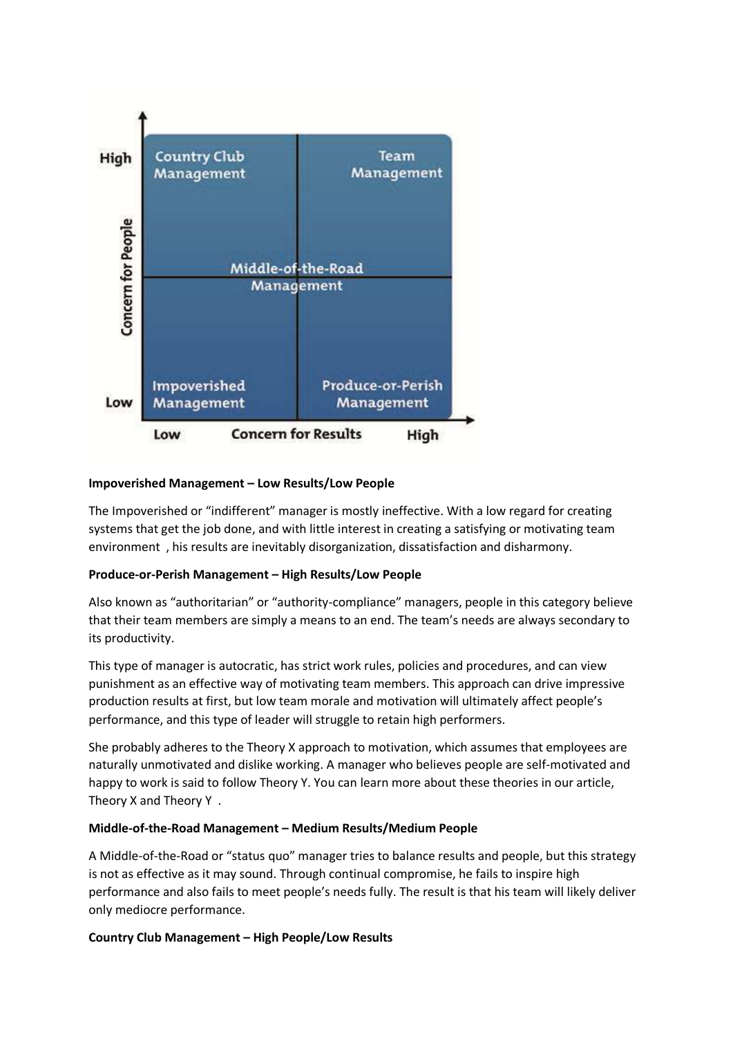**Impoverished Management – Low Results/Low People**

The Impoverished or "indifferent" manager is mostly ineffective. With a low regard for creating systems that get the job done, and with little interest in creating a satisfying or motivating team environment , his results are inevitably disorganization, dissatisfaction and disharmony.

**Produce-or-Perish Management – High Results/Low People**

Also known as "authoritarian" or "authority-compliance" managers, people in this category believe that their team members are simply a means to an end. The team's needs are always secondary to its productivity.

This type of manager is autocratic, has strict work rules, policies and procedures, and can view punishment as an effective way of motivating team members. This approach can drive impressive production results at first, but low team morale and motivation will ultimately affect people's performance, and this type of leader will struggle to retain high performers.

She probably adheres to the Theory X approach to motivation, which assumes that employees are naturally unmotivated and dislike working. A manager who believes people are self-motivated and happy to work is said to follow Theory Y. You can learn more about these theories in our article, Theory X and Theory Y .

**Middle-of-the-Road Management – Medium Results/Medium People**

A Middle-of-the-Road or "status quo" manager tries to balance results and people, but this strategy is not as effective as it may sound. Through continual compromise, he fails to inspire high performance and also fails to meet people's needs fully. The result is that his team will likely deliver only mediocre performance.

**Country Club Management – High People/Low Results**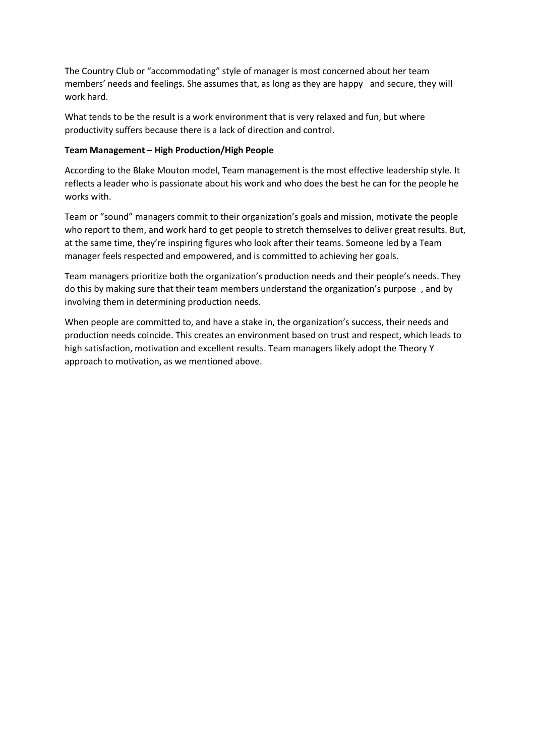The Country Club or "accommodating" style of manager is most concerned about her team members' needs and feelings. She assumes that, as long as they are happy and secure, they will work hard.

What tends to be the result is a work environment that is very relaxed and fun, but where productivity suffers because there is a lack of direction and control.

**Team Management – High Production/High People**

According to the Blake Mouton model, Team management is the most effective leadership style. It reflects a leader who is passionate about his work and who does the best he can for the people he works with.

Team or "sound" managers commit to their organization's goals and mission, motivate the people who report to them, and work hard to get people to stretch themselves to deliver great results. But, at the same time, they're inspiring figures who look after their teams. Someone led by a Team manager feels respected and empowered, and is committed to achieving her goals.

Team managers prioritize both the organization's production needs and their people's needs. They do this by making sure that their team members understand the organization's purpose , and by involving them in determining production needs.

When people are committed to, and have a stake in, the organization's success, their needs and production needs coincide. This creates an environment based on trust and respect, which leads to high satisfaction, motivation and excellent results. Team managers likely adopt the Theory Y approach to motivation, as we mentioned above.